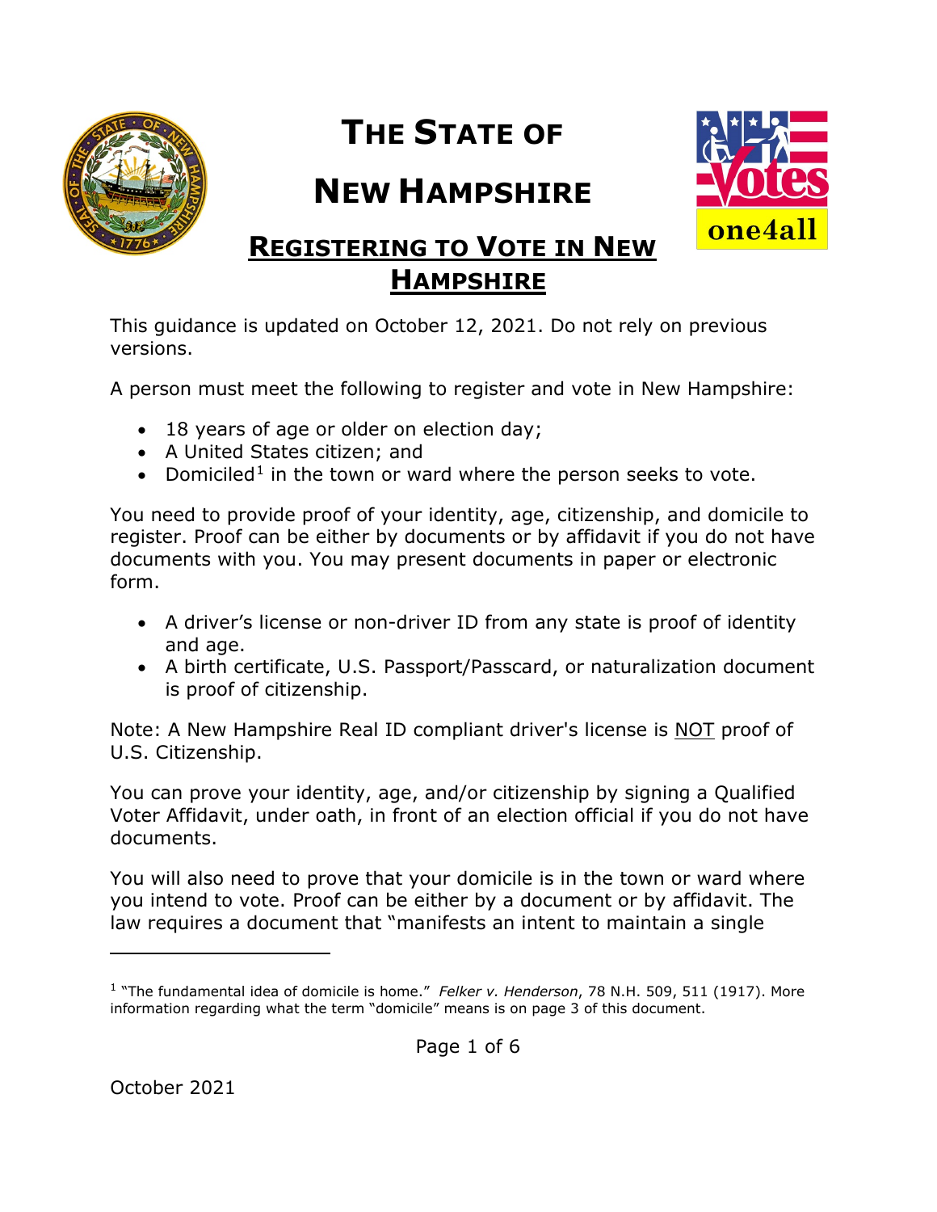# THE STATE OF NEW HAMPSHIRE

## REGISTERING TO VOTE IN NEW HAMPSHIRE

This guidance is updated on October 12, 2021. Do not rely on previous versions.

A person must meet the following to register and vote in New Hampshire:

- 18 years of age or older on election day;
- A United States citizen; and
- Domiciled[1] in the town or ward where the person seeks to vote.

You need to provide proof of your identity, age, citizenship, and domicile to register. Proof can be either by documents or by affidavit if you do not have documents with you. You may present documents in paper or electronic form.

- A driver's license or non-driver ID from any state is proof of identity and age.
- A birth certificate, U.S. Passport/Passcard, or naturalization document is proof of citizenship.

Note: A New Hampshire Real ID compliant driver's license is <u>NOT</u> proof of U.S. Citizenship.

You can prove your identity, age, and/or citizenship by signing a Qualified Voter Affidavit, under oath, in front of an election official if you do not have documents.

You will also need to prove that your domicile is in the town or ward where you intend to vote. Proof can be either by a document or by affidavit. The law requires a document that "manifests an intent to maintain a single

---

[1] "The fundamental idea of domicile is home." *Felker v. Henderson*, 78 N.H. 509, 511 (1917). More information regarding what the term "domicile" means is on page 3 of this document.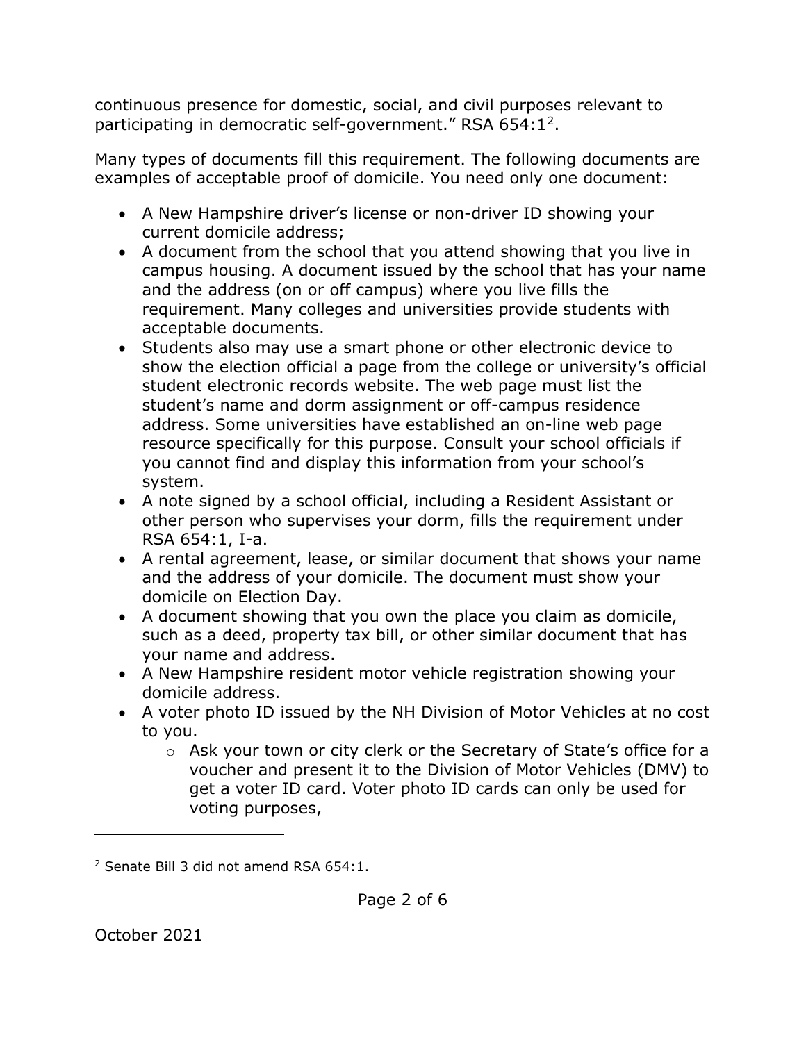continuous presence for domestic, social, and civil purposes relevant to participating in democratic self-government." RSA 654:1[2].

Many types of documents fill this requirement. The following documents are examples of acceptable proof of domicile. You need only one document:

- A New Hampshire driver's license or non-driver ID showing your current domicile address;
- A document from the school that you attend showing that you live in campus housing. A document issued by the school that has your name and the address (on or off campus) where you live fills the requirement. Many colleges and universities provide students with acceptable documents.
- Students also may use a smart phone or other electronic device to show the election official a page from the college or university's official student electronic records website. The web page must list the student's name and dorm assignment or off-campus residence address. Some universities have established an on-line web page resource specifically for this purpose. Consult your school officials if you cannot find and display this information from your school's system.
- A note signed by a school official, including a Resident Assistant or other person who supervises your dorm, fills the requirement under RSA 654:1, I-a.
- A rental agreement, lease, or similar document that shows your name and the address of your domicile. The document must show your domicile on Election Day.
- A document showing that you own the place you claim as domicile, such as a deed, property tax bill, or other similar document that has your name and address.
- A New Hampshire resident motor vehicle registration showing your domicile address.
- A voter photo ID issued by the NH Division of Motor Vehicles at no cost to you.
  - Ask your town or city clerk or the Secretary of State's office for a voucher and present it to the Division of Motor Vehicles (DMV) to get a voter ID card. Voter photo ID cards can only be used for voting purposes,

[2] Senate Bill 3 did not amend RSA 654:1.

October 2021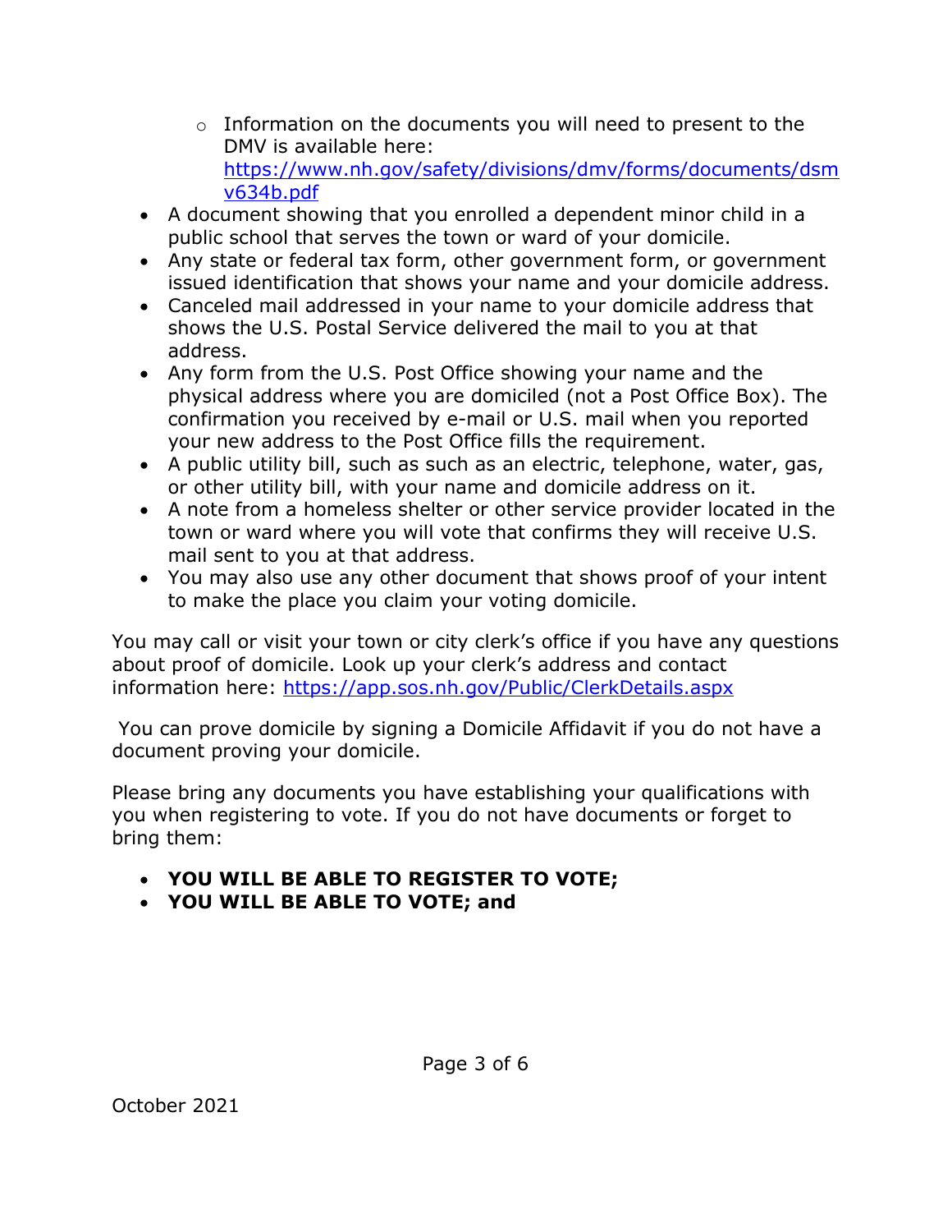- Information on the documents you will need to present to the DMV is available here: [https://www.nh.gov/safety/divisions/dmv/forms/documents/dsmv634b.pdf](https://www.nh.gov/safety/divisions/dmv/forms/documents/dsmv634b.pdf)
- A document showing that you enrolled a dependent minor child in a public school that serves the town or ward of your domicile.
- Any state or federal tax form, other government form, or government issued identification that shows your name and your domicile address.
- Canceled mail addressed in your name to your domicile address that shows the U.S. Postal Service delivered the mail to you at that address.
- Any form from the U.S. Post Office showing your name and the physical address where you are domiciled (not a Post Office Box). The confirmation you received by e-mail or U.S. mail when you reported your new address to the Post Office fills the requirement.
- A public utility bill, such as such as an electric, telephone, water, gas, or other utility bill, with your name and domicile address on it.
- A note from a homeless shelter or other service provider located in the town or ward where you will vote that confirms they will receive U.S. mail sent to you at that address.
- You may also use any other document that shows proof of your intent to make the place you claim your voting domicile.

You may call or visit your town or city clerk's office if you have any questions about proof of domicile. Look up your clerk's address and contact information here: [https://app.sos.nh.gov/Public/ClerkDetails.aspx](https://app.sos.nh.gov/Public/ClerkDetails.aspx)

You can prove domicile by signing a Domicile Affidavit if you do not have a document proving your domicile.

Please bring any documents you have establishing your qualifications with you when registering to vote. If you do not have documents or forget to bring them:

- **YOU WILL BE ABLE TO REGISTER TO VOTE;**
- **YOU WILL BE ABLE TO VOTE; and**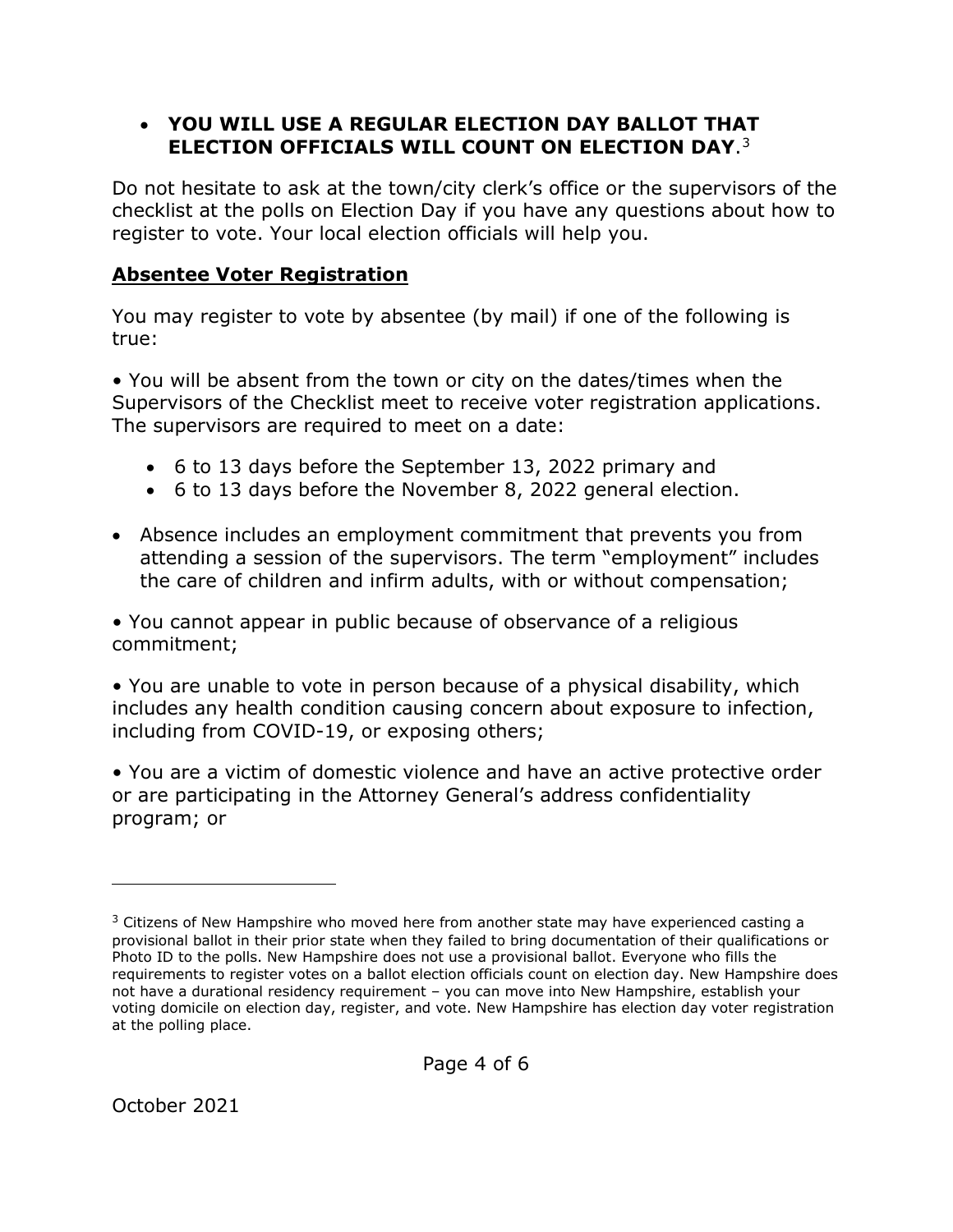- **YOU WILL USE A REGULAR ELECTION DAY BALLOT THAT ELECTION OFFICIALS WILL COUNT ON ELECTION DAY**.[3]

Do not hesitate to ask at the town/city clerk's office or the supervisors of the checklist at the polls on Election Day if you have any questions about how to register to vote. Your local election officials will help you.

## **<u>Absentee Voter Registration</u>**

You may register to vote by absentee (by mail) if one of the following is true:

• You will be absent from the town or city on the dates/times when the Supervisors of the Checklist meet to receive voter registration applications. The supervisors are required to meet on a date:

- 6 to 13 days before the September 13, 2022 primary and
- 6 to 13 days before the November 8, 2022 general election.

- Absence includes an employment commitment that prevents you from attending a session of the supervisors. The term "employment" includes the care of children and infirm adults, with or without compensation;

• You cannot appear in public because of observance of a religious commitment;

• You are unable to vote in person because of a physical disability, which includes any health condition causing concern about exposure to infection, including from COVID-19, or exposing others;

• You are a victim of domestic violence and have an active protective order or are participating in the Attorney General's address confidentiality program; or

---

[3] Citizens of New Hampshire who moved here from another state may have experienced casting a provisional ballot in their prior state when they failed to bring documentation of their qualifications or Photo ID to the polls. New Hampshire does not use a provisional ballot. Everyone who fills the requirements to register votes on a ballot election officials count on election day. New Hampshire does not have a durational residency requirement – you can move into New Hampshire, establish your voting domicile on election day, register, and vote. New Hampshire has election day voter registration at the polling place.

October 2021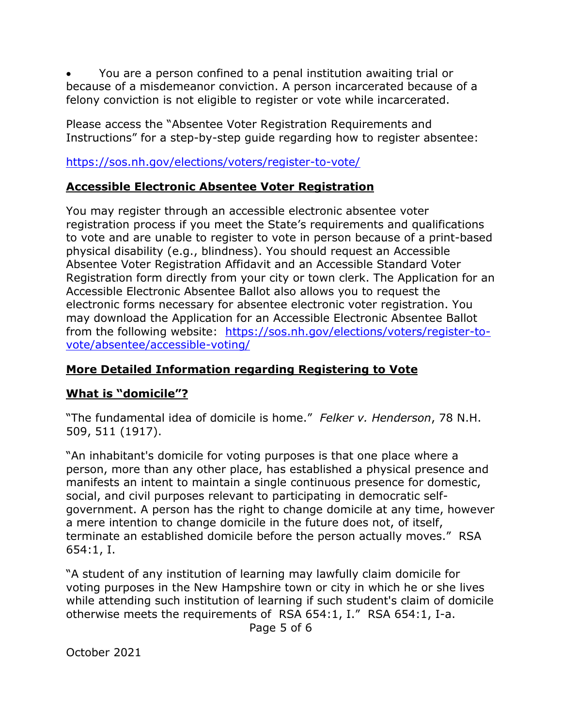- You are a person confined to a penal institution awaiting trial or because of a misdemeanor conviction. A person incarcerated because of a felony conviction is not eligible to register or vote while incarcerated.

Please access the "Absentee Voter Registration Requirements and Instructions" for a step-by-step guide regarding how to register absentee:

https://sos.nh.gov/elections/voters/register-to-vote/

## Accessible Electronic Absentee Voter Registration

You may register through an accessible electronic absentee voter registration process if you meet the State's requirements and qualifications to vote and are unable to register to vote in person because of a print-based physical disability (e.g., blindness). You should request an Accessible Absentee Voter Registration Affidavit and an Accessible Standard Voter Registration form directly from your city or town clerk. The Application for an Accessible Electronic Absentee Ballot also allows you to request the electronic forms necessary for absentee electronic voter registration. You may download the Application for an Accessible Electronic Absentee Ballot from the following website: https://sos.nh.gov/elections/voters/register-to-vote/absentee/accessible-voting/

## More Detailed Information regarding Registering to Vote

## What is "domicile"?

"The fundamental idea of domicile is home." *Felker v. Henderson*, 78 N.H. 509, 511 (1917).

"An inhabitant's domicile for voting purposes is that one place where a person, more than any other place, has established a physical presence and manifests an intent to maintain a single continuous presence for domestic, social, and civil purposes relevant to participating in democratic self-government. A person has the right to change domicile at any time, however a mere intention to change domicile in the future does not, of itself, terminate an established domicile before the person actually moves." RSA 654:1, I.

"A student of any institution of learning may lawfully claim domicile for voting purposes in the New Hampshire town or city in which he or she lives while attending such institution of learning if such student's claim of domicile otherwise meets the requirements of RSA 654:1, I." RSA 654:1, I-a.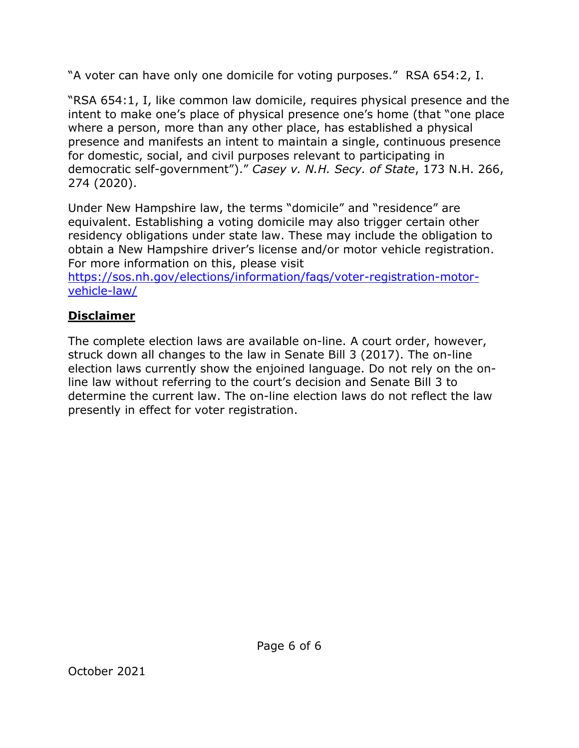"A voter can have only one domicile for voting purposes." RSA 654:2, I.

"RSA 654:1, I, like common law domicile, requires physical presence and the intent to make one's place of physical presence one's home (that "one place where a person, more than any other place, has established a physical presence and manifests an intent to maintain a single, continuous presence for domestic, social, and civil purposes relevant to participating in democratic self-government")." *Casey v. N.H. Secy. of State*, 173 N.H. 266, 274 (2020).

Under New Hampshire law, the terms "domicile" and "residence" are equivalent. Establishing a voting domicile may also trigger certain other residency obligations under state law. These may include the obligation to obtain a New Hampshire driver's license and/or motor vehicle registration. For more information on this, please visit [https://sos.nh.gov/elections/information/faqs/voter-registration-motor-vehicle-law/](https://sos.nh.gov/elections/information/faqs/voter-registration-motor-vehicle-law/)

## Disclaimer

The complete election laws are available on-line. A court order, however, struck down all changes to the law in Senate Bill 3 (2017). The on-line election laws currently show the enjoined language. Do not rely on the on-line law without referring to the court's decision and Senate Bill 3 to determine the current law. The on-line election laws do not reflect the law presently in effect for voter registration.

October 2021